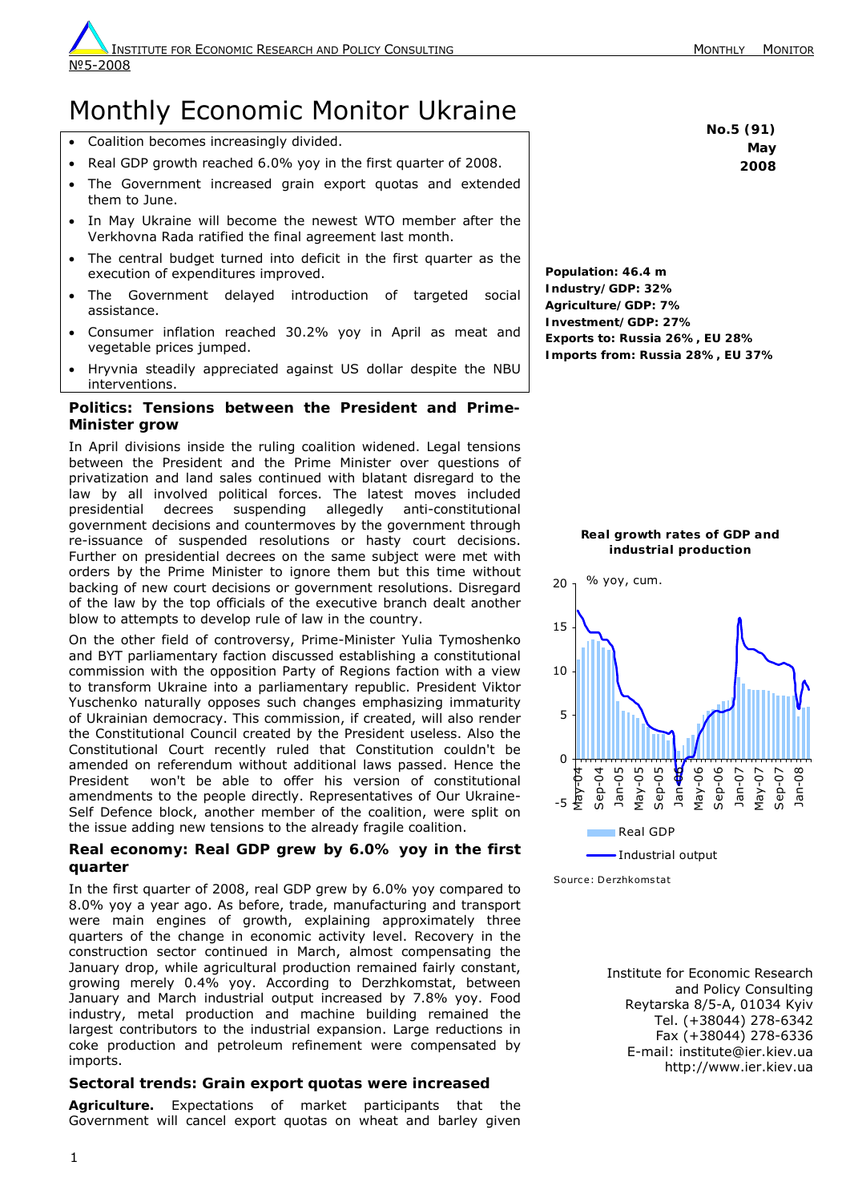# Monthly Economic Monitor Ukraine

**No.5 (91)**
**May**
**2008**

- Coalition becomes increasingly divided.
- Real GDP growth reached 6.0% yoy in the first quarter of 2008.
- The Government increased grain export quotas and extended them to June.
- In May Ukraine will become the newest WTO member after the Verkhovna Rada ratified the final agreement last month.
- The central budget turned into deficit in the first quarter as the execution of expenditures improved.
- The Government delayed introduction of targeted social assistance.
- Consumer inflation reached 30.2% yoy in April as meat and vegetable prices jumped.
- Hryvnia steadily appreciated against US dollar despite the NBU interventions.

**Population: 46.4 m**
**Industry/GDP: 32%**
**Agriculture/GDP: 7%**
**Investment/GDP: 27%**
**Exports to: Russia 26%, EU 28%**
**Imports from: Russia 28%, EU 37%**

## Politics: Tensions between the President and Prime-Minister grow

In April divisions inside the ruling coalition widened. Legal tensions between the President and the Prime Minister over questions of privatization and land sales continued with blatant disregard to the law by all involved political forces. The latest moves included presidential decrees suspending allegedly anti-constitutional government decisions and countermoves by the government through re-issuance of suspended resolutions or hasty court decisions. Further on presidential decrees on the same subject were met with orders by the Prime Minister to ignore them but this time without backing of new court decisions or government resolutions. Disregard of the law by the top officials of the executive branch dealt another blow to attempts to develop rule of law in the country.

On the other field of controversy, Prime-Minister Yulia Tymoshenko and BYT parliamentary faction discussed establishing a constitutional commission with the opposition Party of Regions faction with a view to transform Ukraine into a parliamentary republic. President Viktor Yuschenko naturally opposes such changes emphasizing immaturity of Ukrainian democracy. This commission, if created, will also render the Constitutional Council created by the President useless. Also the Constitutional Court recently ruled that Constitution couldn't be amended on referendum without additional laws passed. Hence the President won't be able to offer his version of constitutional amendments to the people directly. Representatives of Our Ukraine-Self Defence block, another member of the coalition, were split on the issue adding new tensions to the already fragile coalition.

**Real growth rates of GDP and industrial production**

% yoy, cum.

Real GDP / Industrial output

Source: Derzhkomstat

## Real economy: Real GDP grew by 6.0% yoy in the first quarter

In the first quarter of 2008, real GDP grew by 6.0% yoy compared to 8.0% yoy a year ago. As before, trade, manufacturing and transport were main engines of growth, explaining approximately three quarters of the change in economic activity level. Recovery in the construction sector continued in March, almost compensating the January drop, while agricultural production remained fairly constant, growing merely 0.4% yoy. According to Derzhkomstat, between January and March industrial output increased by 7.8% yoy. Food industry, metal production and machine building remained the largest contributors to the industrial expansion. Large reductions in coke production and petroleum refinement were compensated by imports.

## Sectoral trends: Grain export quotas were increased

**Agriculture.** Expectations of market participants that the Government will cancel export quotas on wheat and barley given

Institute for Economic Research
and Policy Consulting
Reytarska 8/5-A, 01034 Kyiv
Tel. (+38044) 278-6342
Fax (+38044) 278-6336
E-mail: institute@ier.kiev.ua
http://www.ier.kiev.ua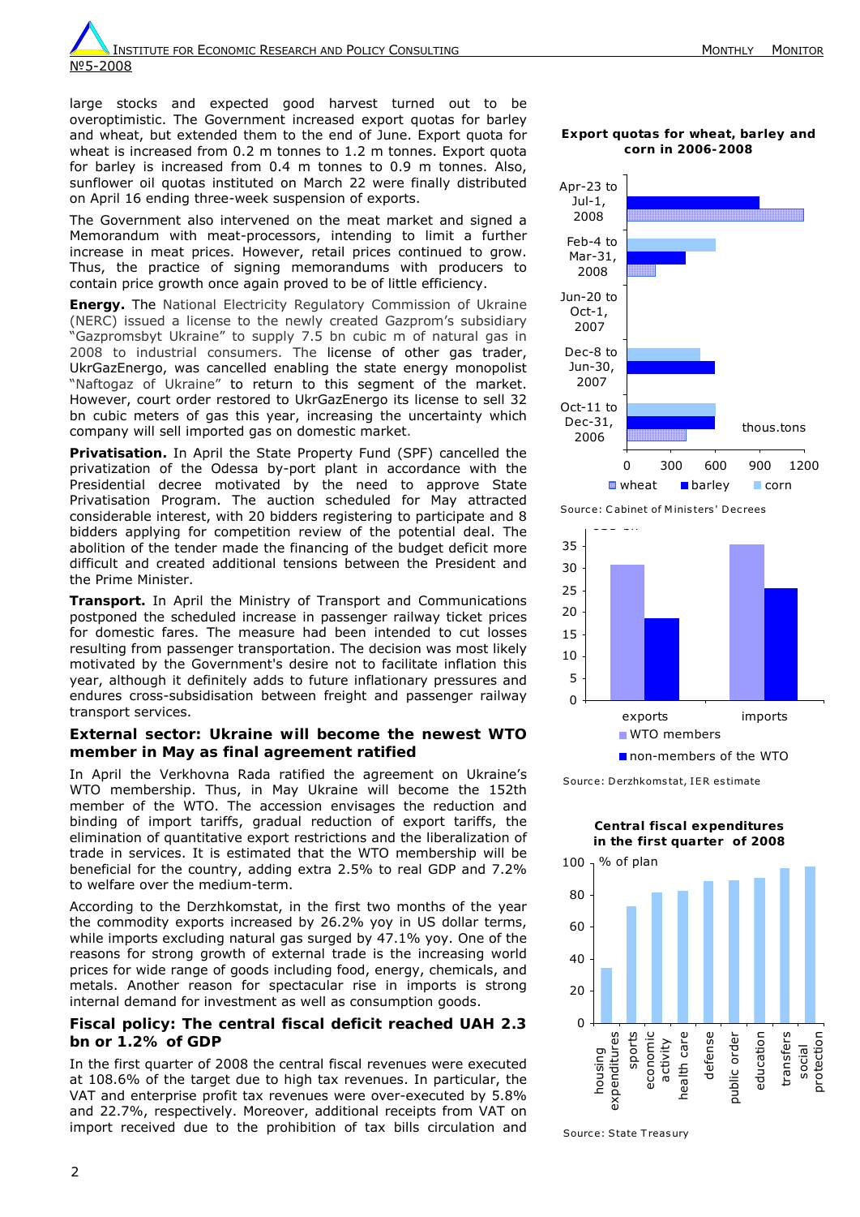large stocks and expected good harvest turned out to be overoptimistic. The Government increased export quotas for barley and wheat, but extended them to the end of June. Export quota for wheat is increased from 0.2 m tonnes to 1.2 m tonnes. Export quota for barley is increased from 0.4 m tonnes to 0.9 m tonnes. Also, sunflower oil quotas instituted on March 22 were finally distributed on April 16 ending three-week suspension of exports.

The Government also intervened on the meat market and signed a Memorandum with meat-processors, intending to limit a further increase in meat prices. However, retail prices continued to grow. Thus, the practice of signing memorandums with producers to contain price growth once again proved to be of little efficiency.

**Energy.** The National Electricity Regulatory Commission of Ukraine (NERC) issued a license to the newly created Gazprom's subsidiary "Gazpromsbyt Ukraine" to supply 7.5 bn cubic m of natural gas in 2008 to industrial consumers. The license of other gas trader, UkrGazEnergo, was cancelled enabling the state energy monopolist "Naftogaz of Ukraine" to return to this segment of the market. However, court order restored to UkrGazEnergo its license to sell 32 bn cubic meters of gas this year, increasing the uncertainty which company will sell imported gas on domestic market.

**Privatisation.** In April the State Property Fund (SPF) cancelled the privatization of the Odessa by-port plant in accordance with the Presidential decree motivated by the need to approve State Privatisation Program. The auction scheduled for May attracted considerable interest, with 20 bidders registering to participate and 8 bidders applying for competition review of the potential deal. The abolition of the tender made the financing of the budget deficit more difficult and created additional tensions between the President and the Prime Minister.

**Transport.** In April the Ministry of Transport and Communications postponed the scheduled increase in passenger railway ticket prices for domestic fares. The measure had been intended to cut losses resulting from passenger transportation. The decision was most likely motivated by the Government's desire not to facilitate inflation this year, although it definitely adds to future inflationary pressures and endures cross-subsidisation between freight and passenger railway transport services.

## External sector: Ukraine will become the newest WTO member in May as final agreement ratified

In April the Verkhovna Rada ratified the agreement on Ukraine's WTO membership. Thus, in May Ukraine will become the 152th member of the WTO. The accession envisages the reduction and binding of import tariffs, gradual reduction of export tariffs, the elimination of quantitative export restrictions and the liberalization of trade in services. It is estimated that the WTO membership will be beneficial for the country, adding extra 2.5% to real GDP and 7.2% to welfare over the medium-term.

According to the Derzhkomstat, in the first two months of the year the commodity exports increased by 26.2% yoy in US dollar terms, while imports excluding natural gas surged by 47.1% yoy. One of the reasons for strong growth of external trade is the increasing world prices for wide range of goods including food, energy, chemicals, and metals. Another reason for spectacular rise in imports is strong internal demand for investment as well as consumption goods.

## Fiscal policy: The central fiscal deficit reached UAH 2.3 bn or 1.2% of GDP

In the first quarter of 2008 the central fiscal revenues were executed at 108.6% of the target due to high tax revenues. In particular, the VAT and enterprise profit tax revenues were over-executed by 5.8% and 22.7%, respectively. Moreover, additional receipts from VAT on import received due to the prohibition of tax bills circulation and

**Export quotas for wheat, barley and corn in 2006-2008**

| Period | wheat | barley | corn |
|---|---|---|---|
| Apr-23 to Jul-1, 2008 | ~1200 | ~900 | |
| Feb-4 to Mar-31, 2008 | ~200 | ~400 | ~600 |
| Jun-20 to Oct-1, 2007 | | | |
| Dec-8 to Jun-30, 2007 | | ~600 | ~500 |
| Oct-11 to Dec-31, 2006 | ~400 | ~600 | ~600 |

thous.tons

Source: Cabinet of Ministers' Decrees

| | WTO members | non-members of the WTO |
|---|---|---|
| exports | ~31 | ~18.5 |
| imports | ~35 | ~25.5 |

Source: Derzhkomstat, IER estimate

**Central fiscal expenditures in the first quarter of 2008**

% of plan

| housing expenditures | sports | economic activity | health care | defense | public order | education | transfers | social protection |
|---|---|---|---|---|---|---|---|---|
| ~34 | ~73 | ~81 | ~82 | ~88 | ~89 | ~90 | ~96 | ~97 |

Source: State Treasury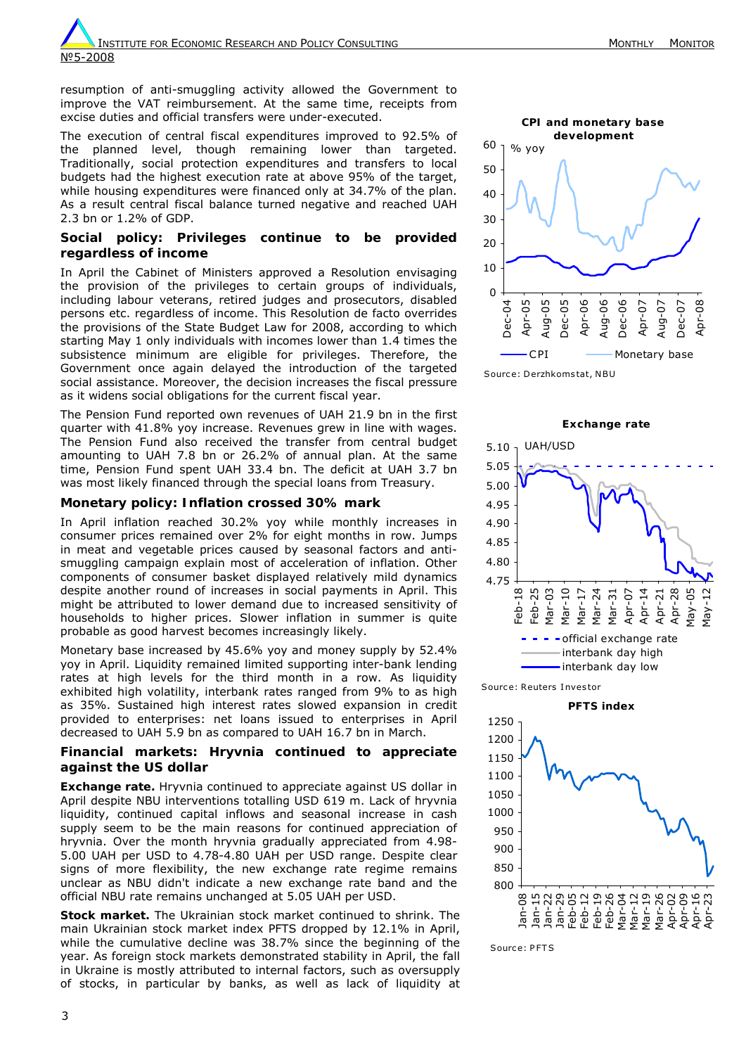resumption of anti-smuggling activity allowed the Government to improve the VAT reimbursement. At the same time, receipts from excise duties and official transfers were under-executed.

The execution of central fiscal expenditures improved to 92.5% of the planned level, though remaining lower than targeted. Traditionally, social protection expenditures and transfers to local budgets had the highest execution rate at above 95% of the target, while housing expenditures were financed only at 34.7% of the plan. As a result central fiscal balance turned negative and reached UAH 2.3 bn or 1.2% of GDP.

## Social policy: Privileges continue to be provided regardless of income

In April the Cabinet of Ministers approved a Resolution envisaging the provision of the privileges to certain groups of individuals, including labour veterans, retired judges and prosecutors, disabled persons etc. regardless of income. This Resolution de facto overrides the provisions of the State Budget Law for 2008, according to which starting May 1 only individuals with incomes lower than 1.4 times the subsistence minimum are eligible for privileges. Therefore, the Government once again delayed the introduction of the targeted social assistance. Moreover, the decision increases the fiscal pressure as it widens social obligations for the current fiscal year.

The Pension Fund reported own revenues of UAH 21.9 bn in the first quarter with 41.8% yoy increase. Revenues grew in line with wages. The Pension Fund also received the transfer from central budget amounting to UAH 7.8 bn or 26.2% of annual plan. At the same time, Pension Fund spent UAH 33.4 bn. The deficit at UAH 3.7 bn was most likely financed through the special loans from Treasury.

## Monetary policy: Inflation crossed 30% mark

In April inflation reached 30.2% yoy while monthly increases in consumer prices remained over 2% for eight months in row. Jumps in meat and vegetable prices caused by seasonal factors and anti-smuggling campaign explain most of acceleration of inflation. Other components of consumer basket displayed relatively mild dynamics despite another round of increases in social payments in April. This might be attributed to lower demand due to increased sensitivity of households to higher prices. Slower inflation in summer is quite probable as good harvest becomes increasingly likely.

Monetary base increased by 45.6% yoy and money supply by 52.4% yoy in April. Liquidity remained limited supporting inter-bank lending rates at high levels for the third month in a row. As liquidity exhibited high volatility, interbank rates ranged from 9% to as high as 35%. Sustained high interest rates slowed expansion in credit provided to enterprises: net loans issued to enterprises in April decreased to UAH 5.9 bn as compared to UAH 16.7 bn in March.

## Financial markets: Hryvnia continued to appreciate against the US dollar

**Exchange rate.** Hryvnia continued to appreciate against US dollar in April despite NBU interventions totalling USD 619 m. Lack of hryvnia liquidity, continued capital inflows and seasonal increase in cash supply seem to be the main reasons for continued appreciation of hryvnia. Over the month hryvnia gradually appreciated from 4.98-5.00 UAH per USD to 4.78-4.80 UAH per USD range. Despite clear signs of more flexibility, the new exchange rate regime remains unclear as NBU didn't indicate a new exchange rate band and the official NBU rate remains unchanged at 5.05 UAH per USD.

**Stock market.** The Ukrainian stock market continued to shrink. The main Ukrainian stock market index PFTS dropped by 12.1% in April, while the cumulative decline was 38.7% since the beginning of the year. As foreign stock markets demonstrated stability in April, the fall in Ukraine is mostly attributed to internal factors, such as oversupply of stocks, in particular by banks, as well as lack of liquidity at

**CPI and monetary base development**

Source: Derzhkomstat, NBU

**Exchange rate**

Source: Reuters Investor

**PFTS index**

Source: PFTS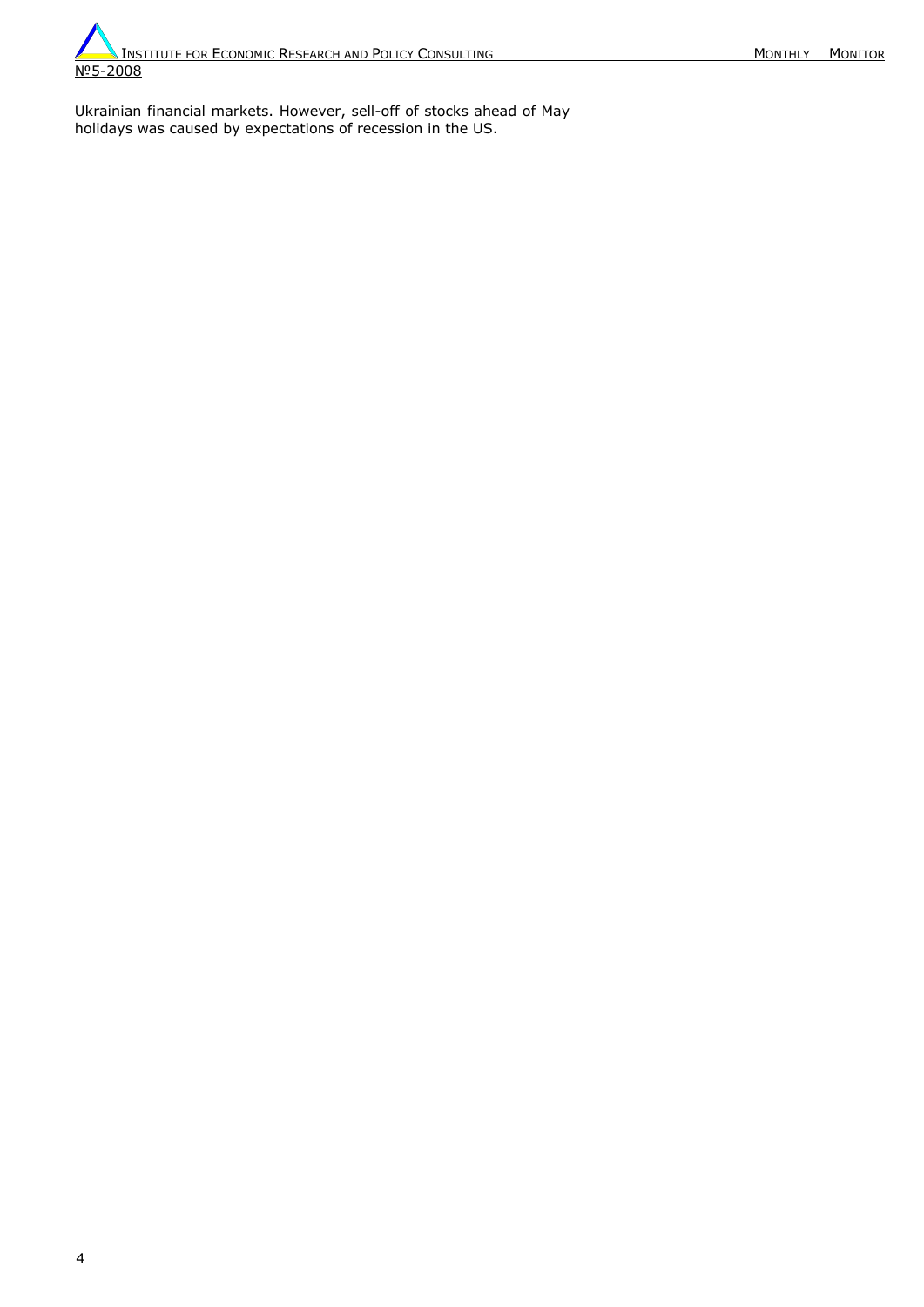Ukrainian financial markets. However, sell-off of stocks ahead of May holidays was caused by expectations of recession in the US.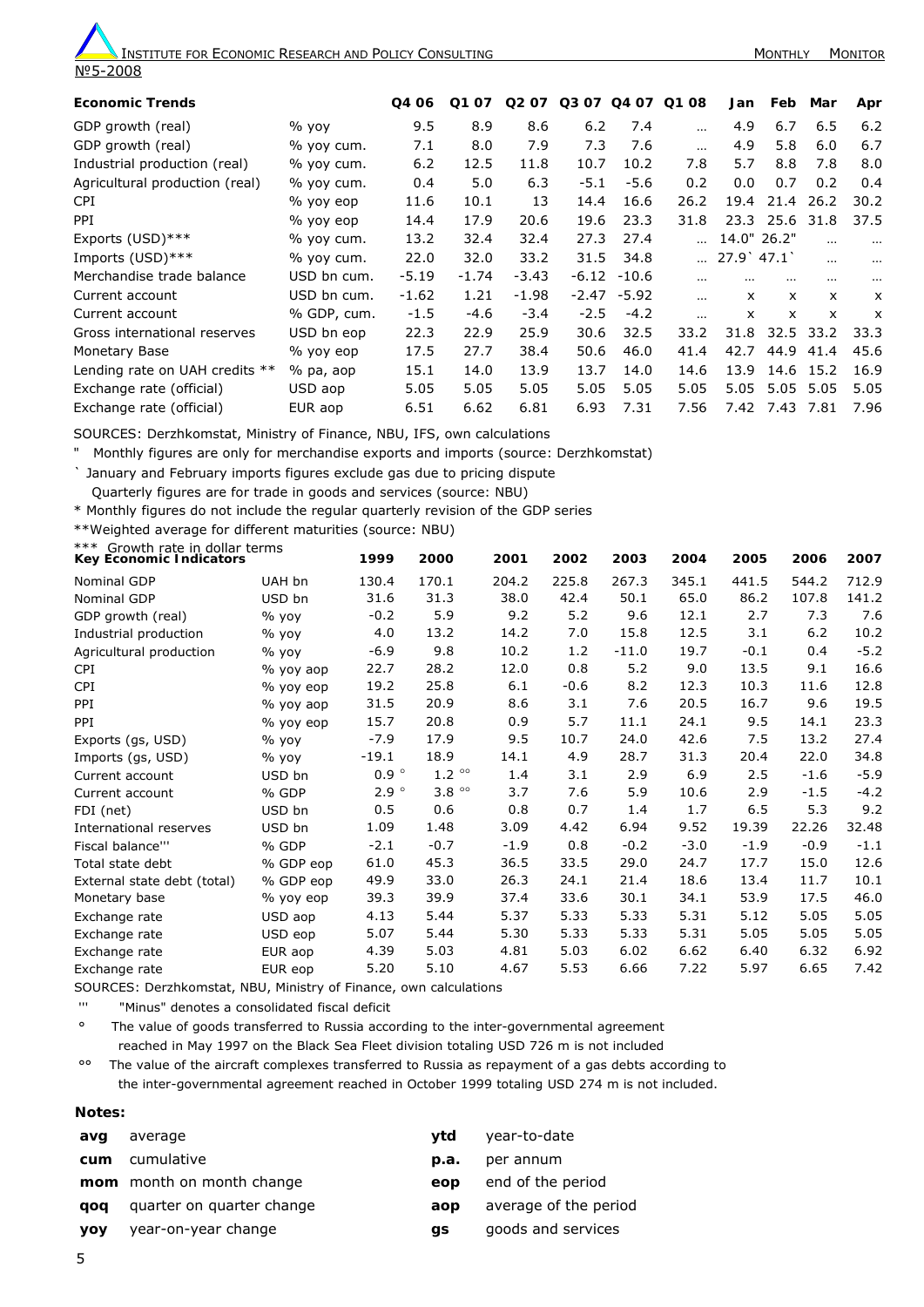№5-2008

| Economic Trends | | Q4 06 | Q1 07 | Q2 07 | Q3 07 | Q4 07 | Q1 08 | Jan | Feb | Mar | Apr |
|---|---|---|---|---|---|---|---|---|---|---|---|
| GDP growth (real) | % yoy | 9.5 | 8.9 | 8.6 | 6.2 | 7.4 | ... | 4.9 | 6.7 | 6.5 | 6.2 |
| GDP growth (real) | % yoy cum. | 7.1 | 8.0 | 7.9 | 7.3 | 7.6 | ... | 4.9 | 5.8 | 6.0 | 6.7 |
| Industrial production (real) | % yoy cum. | 6.2 | 12.5 | 11.8 | 10.7 | 10.2 | 7.8 | 5.7 | 8.8 | 7.8 | 8.0 |
| Agricultural production (real) | % yoy cum. | 0.4 | 5.0 | 6.3 | -5.1 | -5.6 | 0.2 | 0.0 | 0.7 | 0.2 | 0.4 |
| CPI | % yoy eop | 11.6 | 10.1 | 13 | 14.4 | 16.6 | 26.2 | 19.4 | 21.4 | 26.2 | 30.2 |
| PPI | % yoy eop | 14.4 | 17.9 | 20.6 | 19.6 | 23.3 | 31.8 | 23.3 | 25.6 | 31.8 | 37.5 |
| Exports (USD)*** | % yoy cum. | 13.2 | 32.4 | 32.4 | 27.3 | 27.4 | ... | 14.0" | 26.2" | ... | ... |
| Imports (USD)*** | % yoy cum. | 22.0 | 32.0 | 33.2 | 31.5 | 34.8 | ... | 27.9` | 47.1` | ... | ... |
| Merchandise trade balance | USD bn cum. | -5.19 | -1.74 | -3.43 | -6.12 | -10.6 | ... | ... | ... | ... | ... |
| Current account | USD bn cum. | -1.62 | 1.21 | -1.98 | -2.47 | -5.92 | ... | x | x | x | x |
| Current account | % GDP, cum. | -1.5 | -4.6 | -3.4 | -2.5 | -4.2 | ... | x | x | x | x |
| Gross international reserves | USD bn eop | 22.3 | 22.9 | 25.9 | 30.6 | 32.5 | 33.2 | 31.8 | 32.5 | 33.2 | 33.3 |
| Monetary Base | % yoy eop | 17.5 | 27.7 | 38.4 | 50.6 | 46.0 | 41.4 | 42.7 | 44.9 | 41.4 | 45.6 |
| Lending rate on UAH credits ** | % pa, aop | 15.1 | 14.0 | 13.9 | 13.7 | 14.0 | 14.6 | 13.9 | 14.6 | 15.2 | 16.9 |
| Exchange rate (official) | USD aop | 5.05 | 5.05 | 5.05 | 5.05 | 5.05 | 5.05 | 5.05 | 5.05 | 5.05 | 5.05 |
| Exchange rate (official) | EUR aop | 6.51 | 6.62 | 6.81 | 6.93 | 7.31 | 7.56 | 7.42 | 7.43 | 7.81 | 7.96 |

SOURCES: Derzhkomstat, Ministry of Finance, NBU, IFS, own calculations

" Monthly figures are only for merchandise exports and imports (source: Derzhkomstat)

` January and February imports figures exclude gas due to pricing dispute

Quarterly figures are for trade in goods and services (source: NBU)

\* Monthly figures do not include the regular quarterly revision of the GDP series

**Weighted average for different maturities (source: NBU)

*** Growth rate in dollar terms

| Key Economic Indicators | | 1999 | 2000 | 2001 | 2002 | 2003 | 2004 | 2005 | 2006 | 2007 |
|---|---|---|---|---|---|---|---|---|---|---|
| Nominal GDP | UAH bn | 130.4 | 170.1 | 204.2 | 225.8 | 267.3 | 345.1 | 441.5 | 544.2 | 712.9 |
| Nominal GDP | USD bn | 31.6 | 31.3 | 38.0 | 42.4 | 50.1 | 65.0 | 86.2 | 107.8 | 141.2 |
| GDP growth (real) | % yoy | -0.2 | 5.9 | 9.2 | 5.2 | 9.6 | 12.1 | 2.7 | 7.3 | 7.6 |
| Industrial production | % yoy | 4.0 | 13.2 | 14.2 | 7.0 | 15.8 | 12.5 | 3.1 | 6.2 | 10.2 |
| Agricultural production | % yoy | -6.9 | 9.8 | 10.2 | 1.2 | -11.0 | 19.7 | -0.1 | 0.4 | -5.2 |
| CPI | % yoy aop | 22.7 | 28.2 | 12.0 | 0.8 | 5.2 | 9.0 | 13.5 | 9.1 | 16.6 |
| CPI | % yoy eop | 19.2 | 25.8 | 6.1 | -0.6 | 8.2 | 12.3 | 10.3 | 11.6 | 12.8 |
| PPI | % yoy aop | 31.5 | 20.9 | 8.6 | 3.1 | 7.6 | 20.5 | 16.7 | 9.6 | 19.5 |
| PPI | % yoy eop | 15.7 | 20.8 | 0.9 | 5.7 | 11.1 | 24.1 | 9.5 | 14.1 | 23.3 |
| Exports (gs, USD) | % yoy | -7.9 | 17.9 | 9.5 | 10.7 | 24.0 | 42.6 | 7.5 | 13.2 | 27.4 |
| Imports (gs, USD) | % yoy | -19.1 | 18.9 | 14.1 | 4.9 | 28.7 | 31.3 | 20.4 | 22.0 | 34.8 |
| Current account | USD bn | 0.9 ° | 1.2 °° | 1.4 | 3.1 | 2.9 | 6.9 | 2.5 | -1.6 | -5.9 |
| Current account | % GDP | 2.9 ° | 3.8 °° | 3.7 | 7.6 | 5.9 | 10.6 | 2.9 | -1.5 | -4.2 |
| FDI (net) | USD bn | 0.5 | 0.6 | 0.8 | 0.7 | 1.4 | 1.7 | 6.5 | 5.3 | 9.2 |
| International reserves | USD bn | 1.09 | 1.48 | 3.09 | 4.42 | 6.94 | 9.52 | 19.39 | 22.26 | 32.48 |
| Fiscal balance''' | % GDP | -2.1 | -0.7 | -1.9 | 0.8 | -0.2 | -3.0 | -1.9 | -0.9 | -1.1 |
| Total state debt | % GDP eop | 61.0 | 45.3 | 36.5 | 33.5 | 29.0 | 24.7 | 17.7 | 15.0 | 12.6 |
| External state debt (total) | % GDP eop | 49.9 | 33.0 | 26.3 | 24.1 | 21.4 | 18.6 | 13.4 | 11.7 | 10.1 |
| Monetary base | % yoy eop | 39.3 | 39.9 | 37.4 | 33.6 | 30.1 | 34.1 | 53.9 | 17.5 | 46.0 |
| Exchange rate | USD aop | 4.13 | 5.44 | 5.37 | 5.33 | 5.33 | 5.31 | 5.12 | 5.05 | 5.05 |
| Exchange rate | USD eop | 5.07 | 5.44 | 5.30 | 5.33 | 5.33 | 5.31 | 5.05 | 5.05 | 5.05 |
| Exchange rate | EUR aop | 4.39 | 5.03 | 4.81 | 5.03 | 6.02 | 6.62 | 6.40 | 6.32 | 6.92 |
| Exchange rate | EUR eop | 5.20 | 5.10 | 4.67 | 5.53 | 6.66 | 7.22 | 5.97 | 6.65 | 7.42 |

SOURCES: Derzhkomstat, NBU, Ministry of Finance, own calculations

''' "Minus" denotes a consolidated fiscal deficit

° The value of goods transferred to Russia according to the inter-governmental agreement reached in May 1997 on the Black Sea Fleet division totaling USD 726 m is not included

°° The value of the aircraft complexes transferred to Russia as repayment of a gas debts according to the inter-governmental agreement reached in October 1999 totaling USD 274 m is not included.

**Notes:**

| | | | |
|---|---|---|---|
| **avg** | average | **ytd** | year-to-date |
| **cum** | cumulative | **p.a.** | per annum |
| **mom** | month on month change | **eop** | end of the period |
| **qoq** | quarter on quarter change | **aop** | average of the period |
| **yoy** | year-on-year change | **gs** | goods and services |